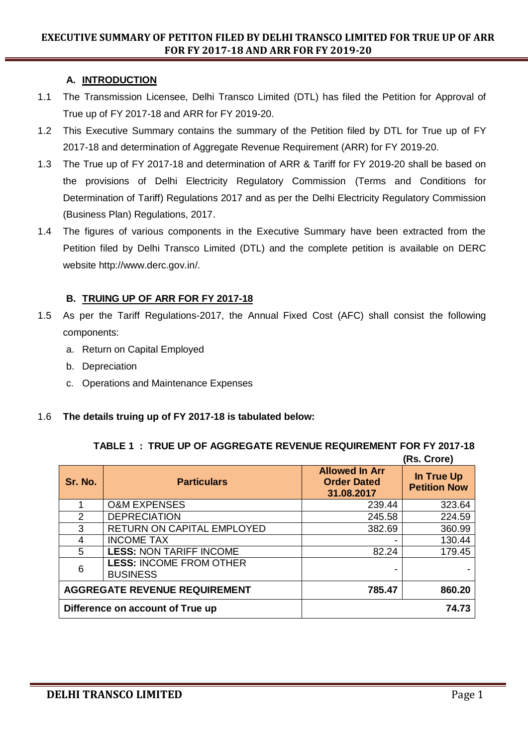# EXECUTIVE SUMMARY OF PETITON FILED BY DELHI TRANSCO LIMITED FOR TRUE UP OF ARR FOR FY 2017-18 AND ARR FOR FY 2019-20

## A. INTRODUCTION

1.1 The Transmission Licensee, Delhi Transco Limited (DTL) has filed the Petition for Approval of True up of FY 2017-18 and ARR for FY 2019-20.

1.2 This Executive Summary contains the summary of the Petition filed by DTL for True up of FY 2017-18 and determination of Aggregate Revenue Requirement (ARR) for FY 2019-20.

1.3 The True up of FY 2017-18 and determination of ARR & Tariff for FY 2019-20 shall be based on the provisions of Delhi Electricity Regulatory Commission (Terms and Conditions for Determination of Tariff) Regulations 2017 and as per the Delhi Electricity Regulatory Commission (Business Plan) Regulations, 2017.

1.4 The figures of various components in the Executive Summary have been extracted from the Petition filed by Delhi Transco Limited (DTL) and the complete petition is available on DERC website http://www.derc.gov.in/.

## B. TRUING UP OF ARR FOR FY 2017-18

1.5 As per the Tariff Regulations-2017, the Annual Fixed Cost (AFC) shall consist the following components:

a. Return on Capital Employed

b. Depreciation

c. Operations and Maintenance Expenses

1.6 **The details truing up of FY 2017-18 is tabulated below:**

**TABLE 1 : TRUE UP OF AGGREGATE REVENUE REQUIREMENT FOR FY 2017-18**

**(Rs. Crore)**

| Sr. No. | Particulars | Allowed In Arr Order Dated 31.08.2017 | In True Up Petition Now |
|---|---|---|---|
| 1 | O&M EXPENSES | 239.44 | 323.64 |
| 2 | DEPRECIATION | 245.58 | 224.59 |
| 3 | RETURN ON CAPITAL EMPLOYED | 382.69 | 360.99 |
| 4 | INCOME TAX | - | 130.44 |
| 5 | **LESS:** NON TARIFF INCOME | 82.24 | 179.45 |
| 6 | **LESS:** INCOME FROM OTHER BUSINESS | - | - |
| **AGGREGATE REVENUE REQUIREMENT** | | **785.47** | **860.20** |
| **Difference on account of True up** | | | **74.73** |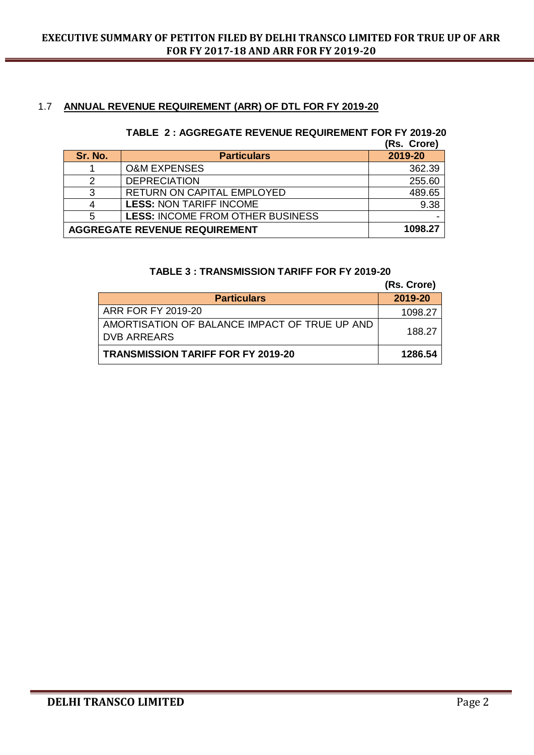## 1.7 ANNUAL REVENUE REQUIREMENT (ARR) OF DTL FOR FY 2019-20

**TABLE 2 : AGGREGATE REVENUE REQUIREMENT FOR FY 2019-20**

**(Rs. Crore)**

| Sr. No. | Particulars | 2019-20 |
|---|---|---|
| 1 | O&M EXPENSES | 362.39 |
| 2 | DEPRECIATION | 255.60 |
| 3 | RETURN ON CAPITAL EMPLOYED | 489.65 |
| 4 | **LESS:** NON TARIFF INCOME | 9.38 |
| 5 | **LESS:** INCOME FROM OTHER BUSINESS | - |
| **AGGREGATE REVENUE REQUIREMENT** | | **1098.27** |

**TABLE 3 : TRANSMISSION TARIFF FOR FY 2019-20**

**(Rs. Crore)**

| Particulars | 2019-20 |
|---|---|
| ARR FOR FY 2019-20 | 1098.27 |
| AMORTISATION OF BALANCE IMPACT OF TRUE UP AND DVB ARREARS | 188.27 |
| **TRANSMISSION TARIFF FOR FY 2019-20** | **1286.54** |